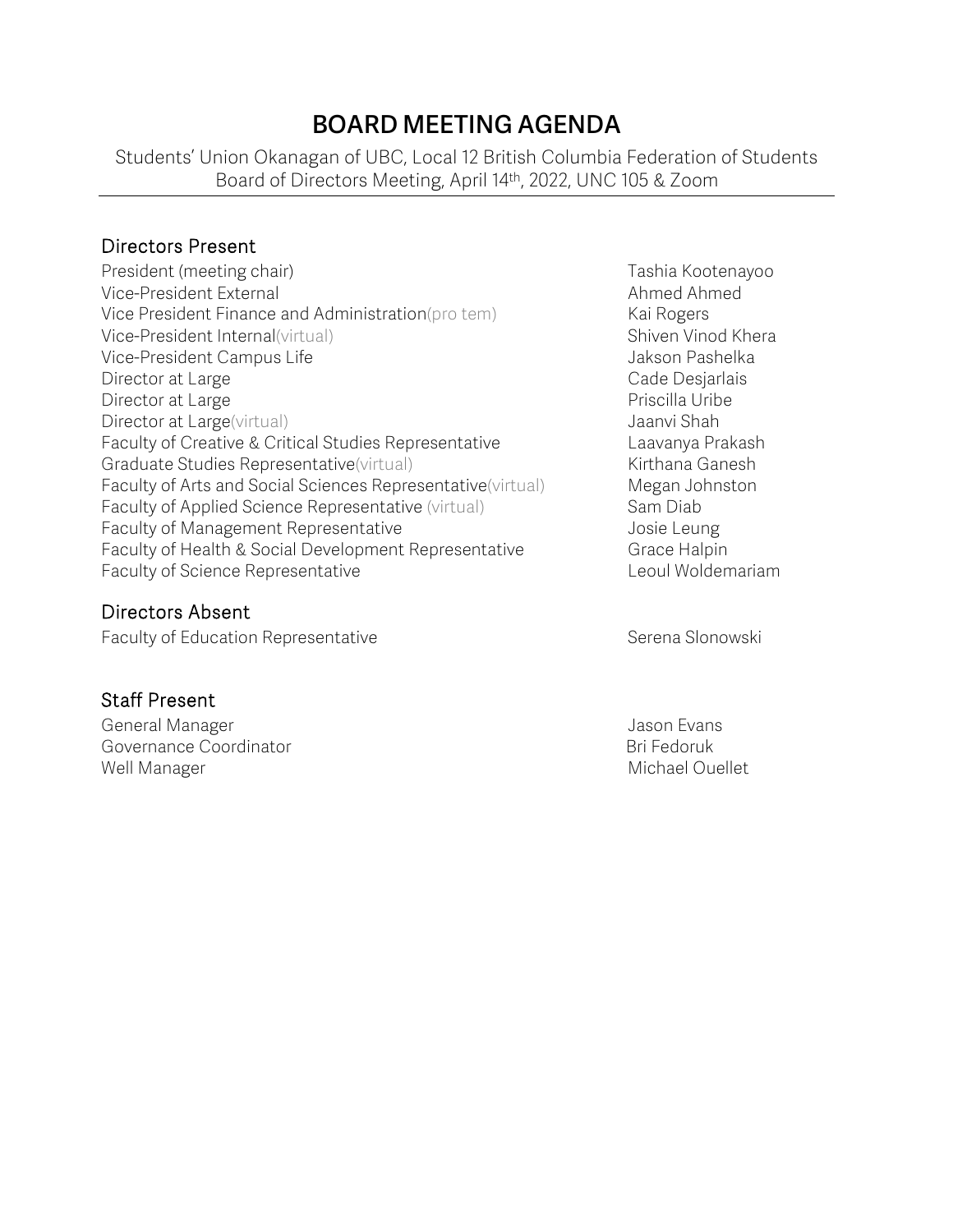# BOARD MEETING AGENDA

Students' Union Okanagan of UBC, Local 12 British Columbia Federation of Students
Board of Directors Meeting, April 14th, 2022, UNC 105 & Zoom

## Directors Present

| | |
|---|---|
| President (meeting chair) | Tashia Kootenayoo |
| Vice-President External | Ahmed Ahmed |
| Vice President Finance and Administration(pro tem) | Kai Rogers |
| Vice-President Internal(virtual) | Shiven Vinod Khera |
| Vice-President Campus Life | Jakson Pashelka |
| Director at Large | Cade Desjarlais |
| Director at Large | Priscilla Uribe |
| Director at Large(virtual) | Jaanvi Shah |
| Faculty of Creative & Critical Studies Representative | Laavanya Prakash |
| Graduate Studies Representative(virtual) | Kirthana Ganesh |
| Faculty of Arts and Social Sciences Representative(virtual) | Megan Johnston |
| Faculty of Applied Science Representative (virtual) | Sam Diab |
| Faculty of Management Representative | Josie Leung |
| Faculty of Health & Social Development Representative | Grace Halpin |
| Faculty of Science Representative | Leoul Woldemariam |

## Directors Absent

| | |
|---|---|
| Faculty of Education Representative | Serena Slonowski |

## Staff Present

| | |
|---|---|
| General Manager | Jason Evans |
| Governance Coordinator | Bri Fedoruk |
| Well Manager | Michael Ouellet |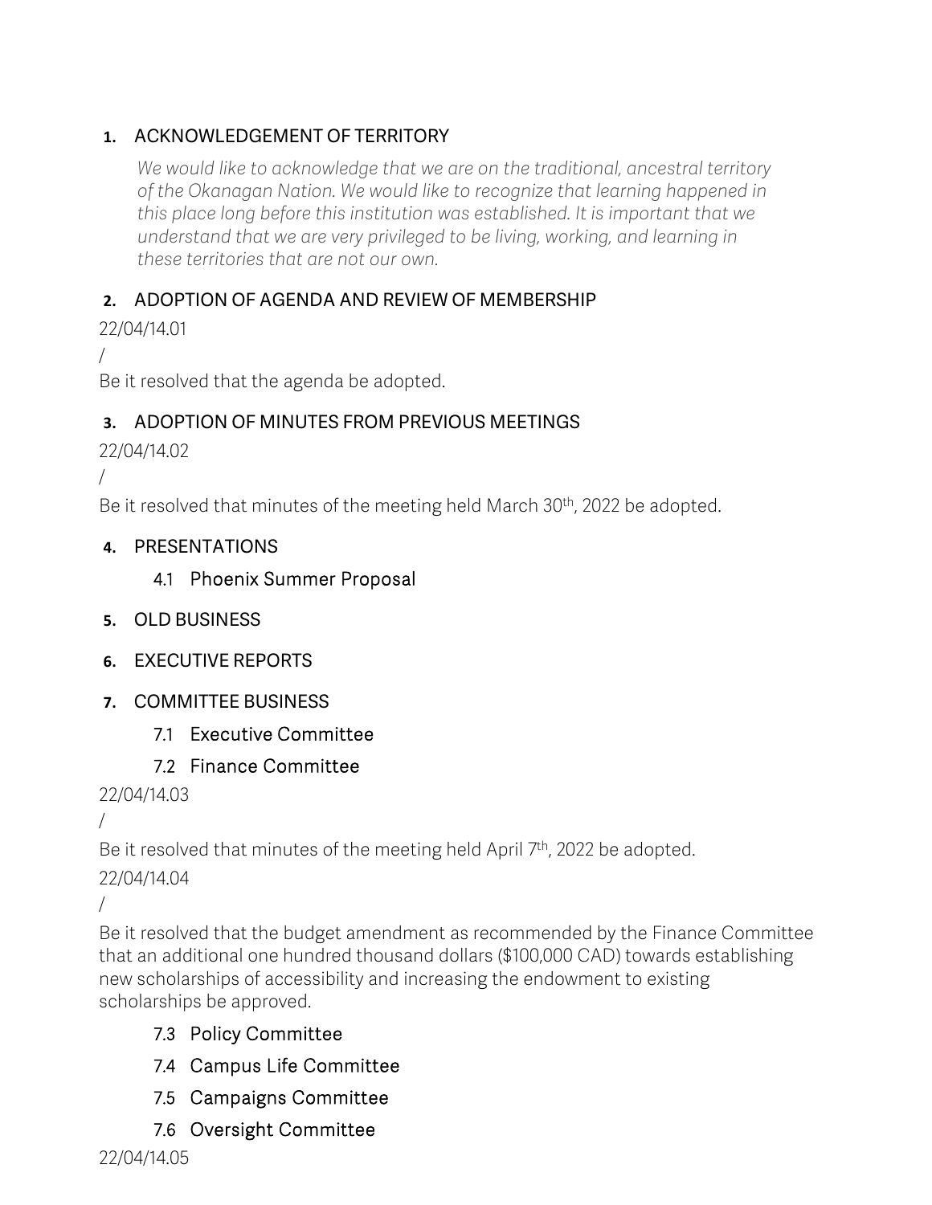## 1. ACKNOWLEDGEMENT OF TERRITORY

*We would like to acknowledge that we are on the traditional, ancestral territory of the Okanagan Nation. We would like to recognize that learning happened in this place long before this institution was established. It is important that we understand that we are very privileged to be living, working, and learning in these territories that are not our own.*

## 2. ADOPTION OF AGENDA AND REVIEW OF MEMBERSHIP

22/04/14.01

/

Be it resolved that the agenda be adopted.

## 3. ADOPTION OF MINUTES FROM PREVIOUS MEETINGS

22/04/14.02

/

Be it resolved that minutes of the meeting held March 30th, 2022 be adopted.

## 4. PRESENTATIONS

### 4.1 Phoenix Summer Proposal

## 5. OLD BUSINESS

## 6. EXECUTIVE REPORTS

## 7. COMMITTEE BUSINESS

### 7.1 Executive Committee

### 7.2 Finance Committee

22/04/14.03

/

Be it resolved that minutes of the meeting held April 7th, 2022 be adopted.

22/04/14.04

/

Be it resolved that the budget amendment as recommended by the Finance Committee that an additional one hundred thousand dollars ($100,000 CAD) towards establishing new scholarships of accessibility and increasing the endowment to existing scholarships be approved.

### 7.3 Policy Committee

### 7.4 Campus Life Committee

### 7.5 Campaigns Committee

### 7.6 Oversight Committee

22/04/14.05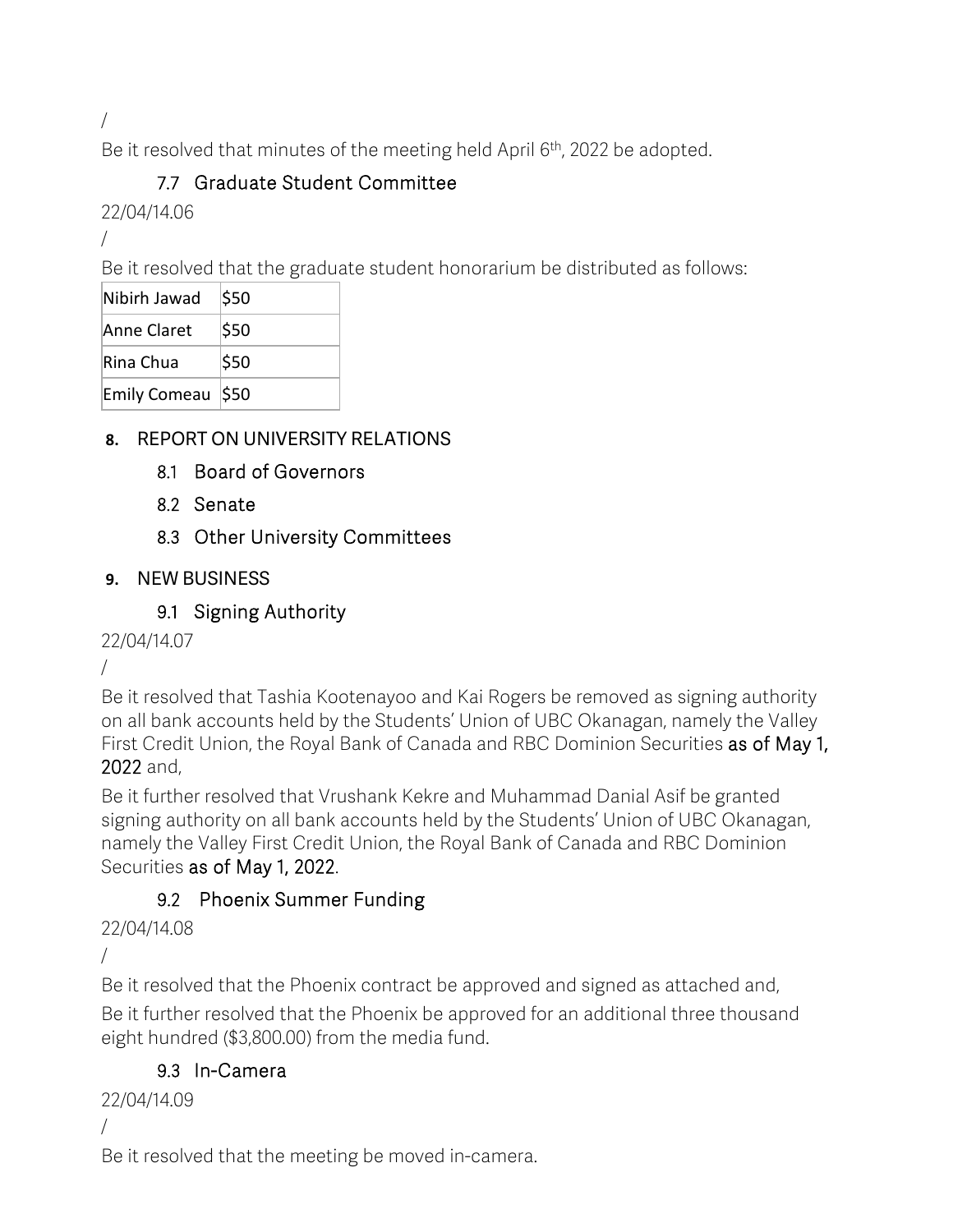/

Be it resolved that minutes of the meeting held April 6th, 2022 be adopted.

### 7.7 Graduate Student Committee

22/04/14.06

/

Be it resolved that the graduate student honorarium be distributed as follows:

| | |
|---|---|
| Nibirh Jawad | $50 |
| Anne Claret | $50 |
| Rina Chua | $50 |
| Emily Comeau | $50 |

## 8. REPORT ON UNIVERSITY RELATIONS

### 8.1 Board of Governors

### 8.2 Senate

### 8.3 Other University Committees

## 9. NEW BUSINESS

### 9.1 Signing Authority

22/04/14.07

/

Be it resolved that Tashia Kootenayoo and Kai Rogers be removed as signing authority on all bank accounts held by the Students' Union of UBC Okanagan, namely the Valley First Credit Union, the Royal Bank of Canada and RBC Dominion Securities **as of May 1, 2022** and,

Be it further resolved that Vrushank Kekre and Muhammad Danial Asif be granted signing authority on all bank accounts held by the Students' Union of UBC Okanagan, namely the Valley First Credit Union, the Royal Bank of Canada and RBC Dominion Securities **as of May 1, 2022**.

### 9.2 Phoenix Summer Funding

22/04/14.08

/

Be it resolved that the Phoenix contract be approved and signed as attached and,

Be it further resolved that the Phoenix be approved for an additional three thousand eight hundred ($3,800.00) from the media fund.

### 9.3 In-Camera

22/04/14.09

/

Be it resolved that the meeting be moved in-camera.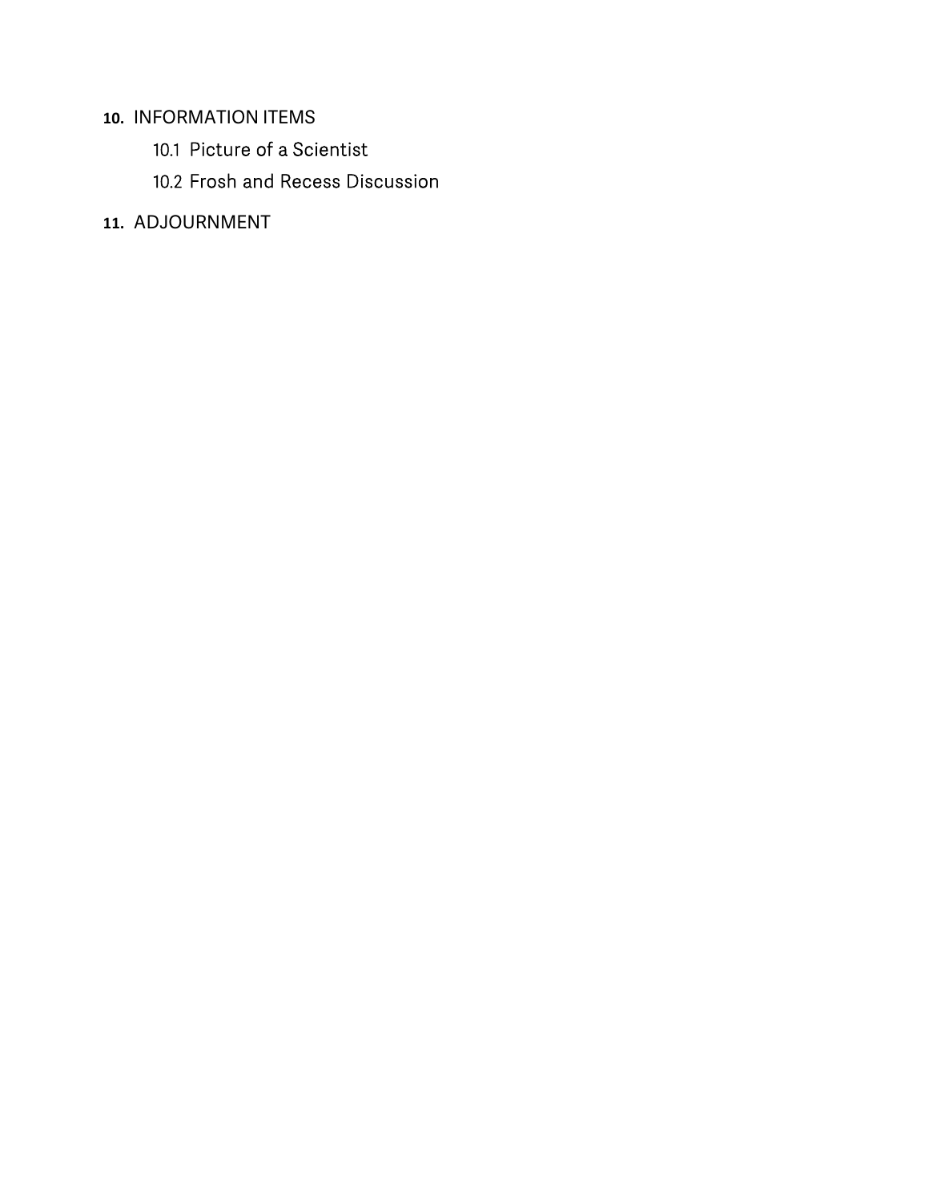10. INFORMATION ITEMS
    10.1 Picture of a Scientist
    10.2 Frosh and Recess Discussion
11. ADJOURNMENT